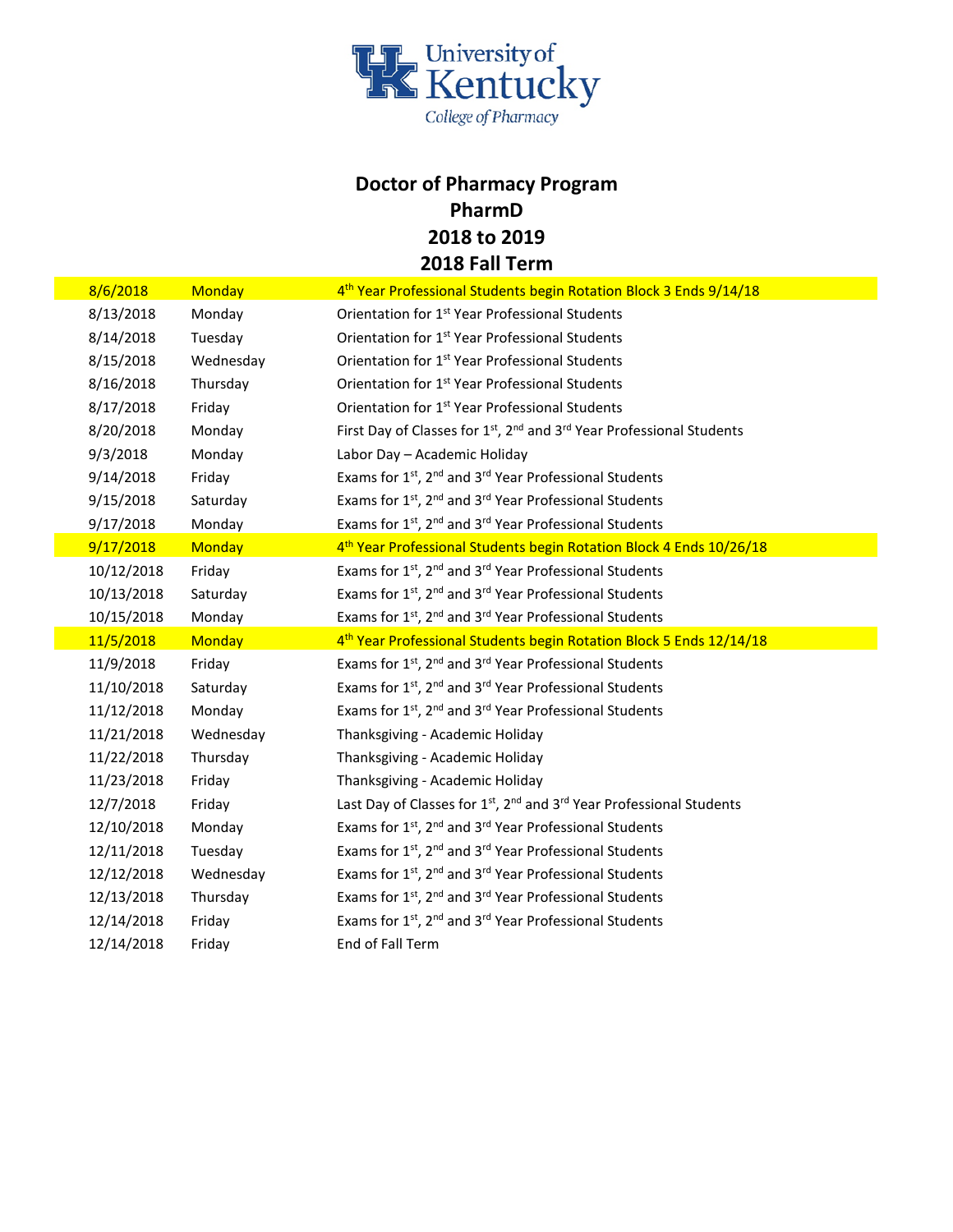University of Kentucky
College of Pharmacy

# Doctor of Pharmacy Program
# PharmD
# 2018 to 2019
# 2018 Fall Term

| | | |
|---|---|---|
| 8/6/2018 | Monday | 4th Year Professional Students begin Rotation Block 3 Ends 9/14/18 |
| 8/13/2018 | Monday | Orientation for 1st Year Professional Students |
| 8/14/2018 | Tuesday | Orientation for 1st Year Professional Students |
| 8/15/2018 | Wednesday | Orientation for 1st Year Professional Students |
| 8/16/2018 | Thursday | Orientation for 1st Year Professional Students |
| 8/17/2018 | Friday | Orientation for 1st Year Professional Students |
| 8/20/2018 | Monday | First Day of Classes for 1st, 2nd and 3rd Year Professional Students |
| 9/3/2018 | Monday | Labor Day – Academic Holiday |
| 9/14/2018 | Friday | Exams for 1st, 2nd and 3rd Year Professional Students |
| 9/15/2018 | Saturday | Exams for 1st, 2nd and 3rd Year Professional Students |
| 9/17/2018 | Monday | Exams for 1st, 2nd and 3rd Year Professional Students |
| 9/17/2018 | Monday | 4th Year Professional Students begin Rotation Block 4 Ends 10/26/18 |
| 10/12/2018 | Friday | Exams for 1st, 2nd and 3rd Year Professional Students |
| 10/13/2018 | Saturday | Exams for 1st, 2nd and 3rd Year Professional Students |
| 10/15/2018 | Monday | Exams for 1st, 2nd and 3rd Year Professional Students |
| 11/5/2018 | Monday | 4th Year Professional Students begin Rotation Block 5 Ends 12/14/18 |
| 11/9/2018 | Friday | Exams for 1st, 2nd and 3rd Year Professional Students |
| 11/10/2018 | Saturday | Exams for 1st, 2nd and 3rd Year Professional Students |
| 11/12/2018 | Monday | Exams for 1st, 2nd and 3rd Year Professional Students |
| 11/21/2018 | Wednesday | Thanksgiving - Academic Holiday |
| 11/22/2018 | Thursday | Thanksgiving - Academic Holiday |
| 11/23/2018 | Friday | Thanksgiving - Academic Holiday |
| 12/7/2018 | Friday | Last Day of Classes for 1st, 2nd and 3rd Year Professional Students |
| 12/10/2018 | Monday | Exams for 1st, 2nd and 3rd Year Professional Students |
| 12/11/2018 | Tuesday | Exams for 1st, 2nd and 3rd Year Professional Students |
| 12/12/2018 | Wednesday | Exams for 1st, 2nd and 3rd Year Professional Students |
| 12/13/2018 | Thursday | Exams for 1st, 2nd and 3rd Year Professional Students |
| 12/14/2018 | Friday | Exams for 1st, 2nd and 3rd Year Professional Students |
| 12/14/2018 | Friday | End of Fall Term |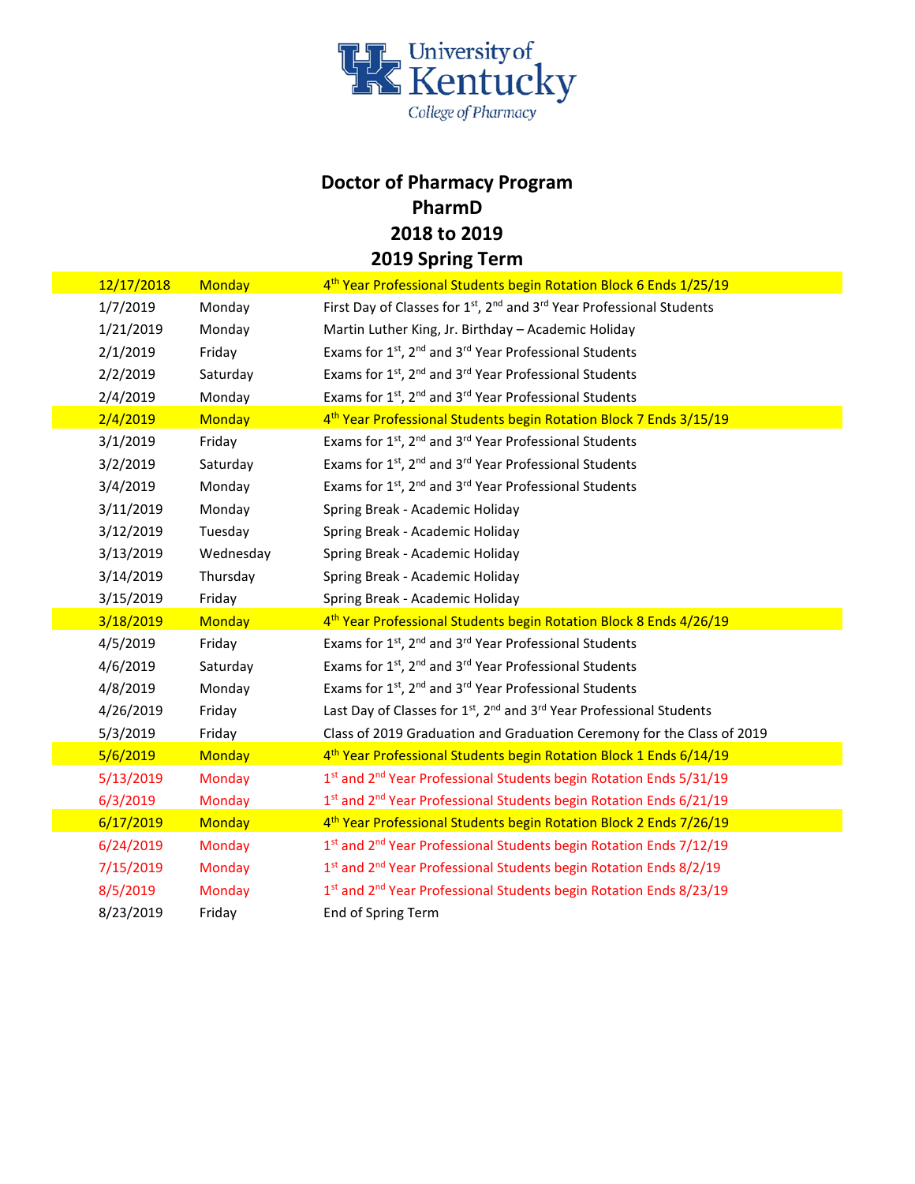University of Kentucky
College of Pharmacy

# Doctor of Pharmacy Program
## PharmD
## 2018 to 2019
## 2019 Spring Term

| | | |
|---|---|---|
| 12/17/2018 | Monday | 4th Year Professional Students begin Rotation Block 6 Ends 1/25/19 |
| 1/7/2019 | Monday | First Day of Classes for 1st, 2nd and 3rd Year Professional Students |
| 1/21/2019 | Monday | Martin Luther King, Jr. Birthday – Academic Holiday |
| 2/1/2019 | Friday | Exams for 1st, 2nd and 3rd Year Professional Students |
| 2/2/2019 | Saturday | Exams for 1st, 2nd and 3rd Year Professional Students |
| 2/4/2019 | Monday | Exams for 1st, 2nd and 3rd Year Professional Students |
| 2/4/2019 | Monday | 4th Year Professional Students begin Rotation Block 7 Ends 3/15/19 |
| 3/1/2019 | Friday | Exams for 1st, 2nd and 3rd Year Professional Students |
| 3/2/2019 | Saturday | Exams for 1st, 2nd and 3rd Year Professional Students |
| 3/4/2019 | Monday | Exams for 1st, 2nd and 3rd Year Professional Students |
| 3/11/2019 | Monday | Spring Break - Academic Holiday |
| 3/12/2019 | Tuesday | Spring Break - Academic Holiday |
| 3/13/2019 | Wednesday | Spring Break - Academic Holiday |
| 3/14/2019 | Thursday | Spring Break - Academic Holiday |
| 3/15/2019 | Friday | Spring Break - Academic Holiday |
| 3/18/2019 | Monday | 4th Year Professional Students begin Rotation Block 8 Ends 4/26/19 |
| 4/5/2019 | Friday | Exams for 1st, 2nd and 3rd Year Professional Students |
| 4/6/2019 | Saturday | Exams for 1st, 2nd and 3rd Year Professional Students |
| 4/8/2019 | Monday | Exams for 1st, 2nd and 3rd Year Professional Students |
| 4/26/2019 | Friday | Last Day of Classes for 1st, 2nd and 3rd Year Professional Students |
| 5/3/2019 | Friday | Class of 2019 Graduation and Graduation Ceremony for the Class of 2019 |
| 5/6/2019 | Monday | 4th Year Professional Students begin Rotation Block 1 Ends 6/14/19 |
| 5/13/2019 | Monday | 1st and 2nd Year Professional Students begin Rotation Ends 5/31/19 |
| 6/3/2019 | Monday | 1st and 2nd Year Professional Students begin Rotation Ends 6/21/19 |
| 6/17/2019 | Monday | 4th Year Professional Students begin Rotation Block 2 Ends 7/26/19 |
| 6/24/2019 | Monday | 1st and 2nd Year Professional Students begin Rotation Ends 7/12/19 |
| 7/15/2019 | Monday | 1st and 2nd Year Professional Students begin Rotation Ends 8/2/19 |
| 8/5/2019 | Monday | 1st and 2nd Year Professional Students begin Rotation Ends 8/23/19 |
| 8/23/2019 | Friday | End of Spring Term |